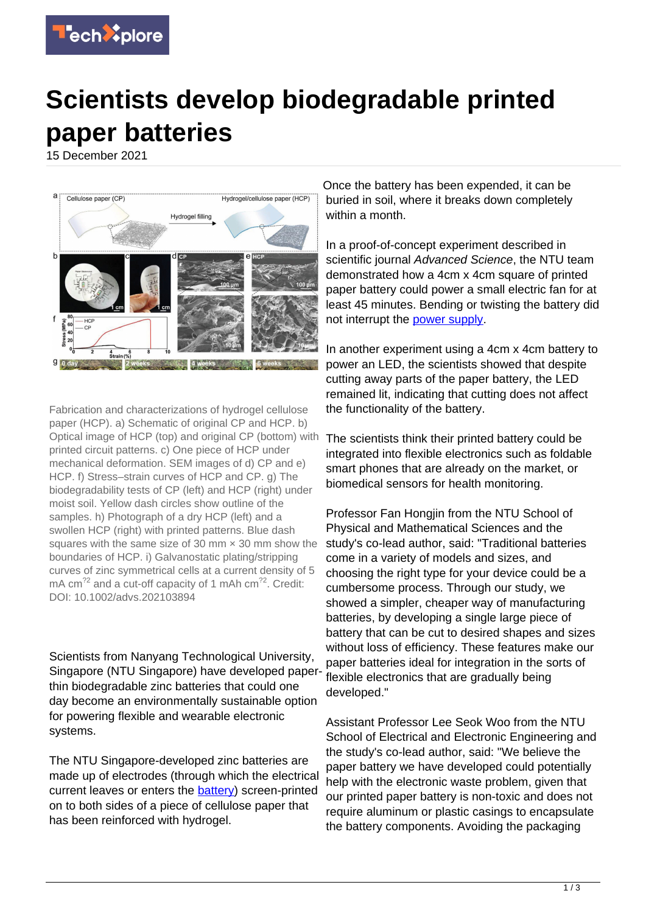# Scientists develop biodegradable printed paper batteries

15 December 2021

Fabrication and characterizations of hydrogel cellulose paper (HCP). a) Schematic of original CP and HCP. b) Optical image of HCP (top) and original CP (bottom) with printed circuit patterns. c) One piece of HCP under mechanical deformation. SEM images of d) CP and e) HCP. f) Stress–strain curves of HCP and CP. g) The biodegradability tests of CP (left) and HCP (right) under moist soil. Yellow dash circles show outline of the samples. h) Photograph of a dry HCP (left) and a swollen HCP (right) with printed patterns. Blue dash squares with the same size of 30 mm × 30 mm show the boundaries of HCP. i) Galvanostatic plating/stripping curves of zinc symmetrical cells at a current density of 5 mA cm?2 and a cut-off capacity of 1 mAh cm?2. Credit: DOI: 10.1002/advs.202103894

Scientists from Nanyang Technological University, Singapore (NTU Singapore) have developed paper-thin biodegradable zinc batteries that could one day become an environmentally sustainable option for powering flexible and wearable electronic systems.

The NTU Singapore-developed zinc batteries are made up of electrodes (through which the electrical current leaves or enters the battery) screen-printed on to both sides of a piece of cellulose paper that has been reinforced with hydrogel.

Once the battery has been expended, it can be buried in soil, where it breaks down completely within a month.

In a proof-of-concept experiment described in scientific journal *Advanced Science*, the NTU team demonstrated how a 4cm x 4cm square of printed paper battery could power a small electric fan for at least 45 minutes. Bending or twisting the battery did not interrupt the power supply.

In another experiment using a 4cm x 4cm battery to power an LED, the scientists showed that despite cutting away parts of the paper battery, the LED remained lit, indicating that cutting does not affect the functionality of the battery.

The scientists think their printed battery could be integrated into flexible electronics such as foldable smart phones that are already on the market, or biomedical sensors for health monitoring.

Professor Fan Hongjin from the NTU School of Physical and Mathematical Sciences and the study's co-lead author, said: "Traditional batteries come in a variety of models and sizes, and choosing the right type for your device could be a cumbersome process. Through our study, we showed a simpler, cheaper way of manufacturing batteries, by developing a single large piece of battery that can be cut to desired shapes and sizes without loss of efficiency. These features make our paper batteries ideal for integration in the sorts of flexible electronics that are gradually being developed."

Assistant Professor Lee Seok Woo from the NTU School of Electrical and Electronic Engineering and the study's co-lead author, said: "We believe the paper battery we have developed could potentially help with the electronic waste problem, given that our printed paper battery is non-toxic and does not require aluminum or plastic casings to encapsulate the battery components. Avoiding the packaging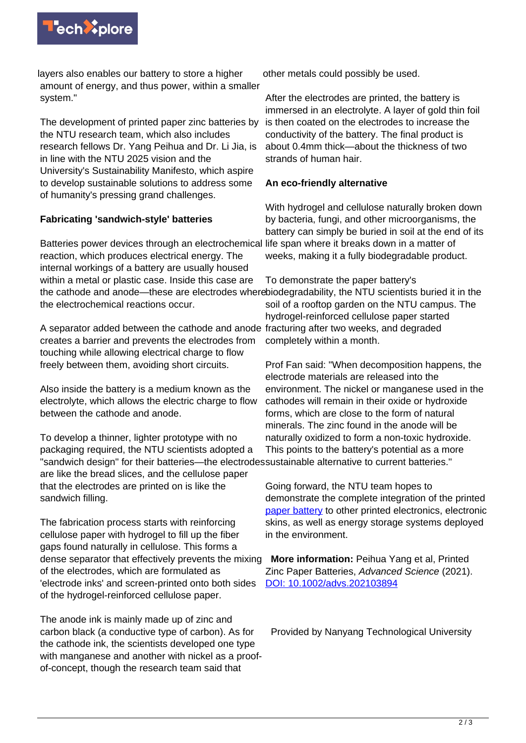layers also enables our battery to store a higher amount of energy, and thus power, within a smaller system."

The development of printed paper zinc batteries by the NTU research team, which also includes research fellows Dr. Yang Peihua and Dr. Li Jia, is in line with the NTU 2025 vision and the University's Sustainability Manifesto, which aspire to develop sustainable solutions to address some of humanity's pressing grand challenges.

### Fabricating 'sandwich-style' batteries

Batteries power devices through an electrochemical reaction, which produces electrical energy. The internal workings of a battery are usually housed within a metal or plastic case. Inside this case are the cathode and anode—these are electrodes where the electrochemical reactions occur.

A separator added between the cathode and anode creates a barrier and prevents the electrodes from touching while allowing electrical charge to flow freely between them, avoiding short circuits.

Also inside the battery is a medium known as the electrolyte, which allows the electric charge to flow between the cathode and anode.

To develop a thinner, lighter prototype with no packaging required, the NTU scientists adopted a "sandwich design" for their batteries—the electrodes are like the bread slices, and the cellulose paper that the electrodes are printed on is like the sandwich filling.

The fabrication process starts with reinforcing cellulose paper with hydrogel to fill up the fiber gaps found naturally in cellulose. This forms a dense separator that effectively prevents the mixing of the electrodes, which are formulated as 'electrode inks' and screen-printed onto both sides of the hydrogel-reinforced cellulose paper.

The anode ink is mainly made up of zinc and carbon black (a conductive type of carbon). As for the cathode ink, the scientists developed one type with manganese and another with nickel as a proof-of-concept, though the research team said that other metals could possibly be used.

After the electrodes are printed, the battery is immersed in an electrolyte. A layer of gold thin foil is then coated on the electrodes to increase the conductivity of the battery. The final product is about 0.4mm thick—about the thickness of two strands of human hair.

### An eco-friendly alternative

With hydrogel and cellulose naturally broken down by bacteria, fungi, and other microorganisms, the battery can simply be buried in soil at the end of its life span where it breaks down in a matter of weeks, making it a fully biodegradable product.

To demonstrate the paper battery's biodegradability, the NTU scientists buried it in the soil of a rooftop garden on the NTU campus. The hydrogel-reinforced cellulose paper started fracturing after two weeks, and degraded completely within a month.

Prof Fan said: "When decomposition happens, the electrode materials are released into the environment. The nickel or manganese used in the cathodes will remain in their oxide or hydroxide forms, which are close to the form of natural minerals. The zinc found in the anode will be naturally oxidized to form a non-toxic hydroxide. This points to the battery's potential as a more sustainable alternative to current batteries."

Going forward, the NTU team hopes to demonstrate the complete integration of the printed paper battery to other printed electronics, electronic skins, as well as energy storage systems deployed in the environment.

**More information:** Peihua Yang et al, Printed Zinc Paper Batteries, *Advanced Science* (2021). DOI: 10.1002/advs.202103894

Provided by Nanyang Technological University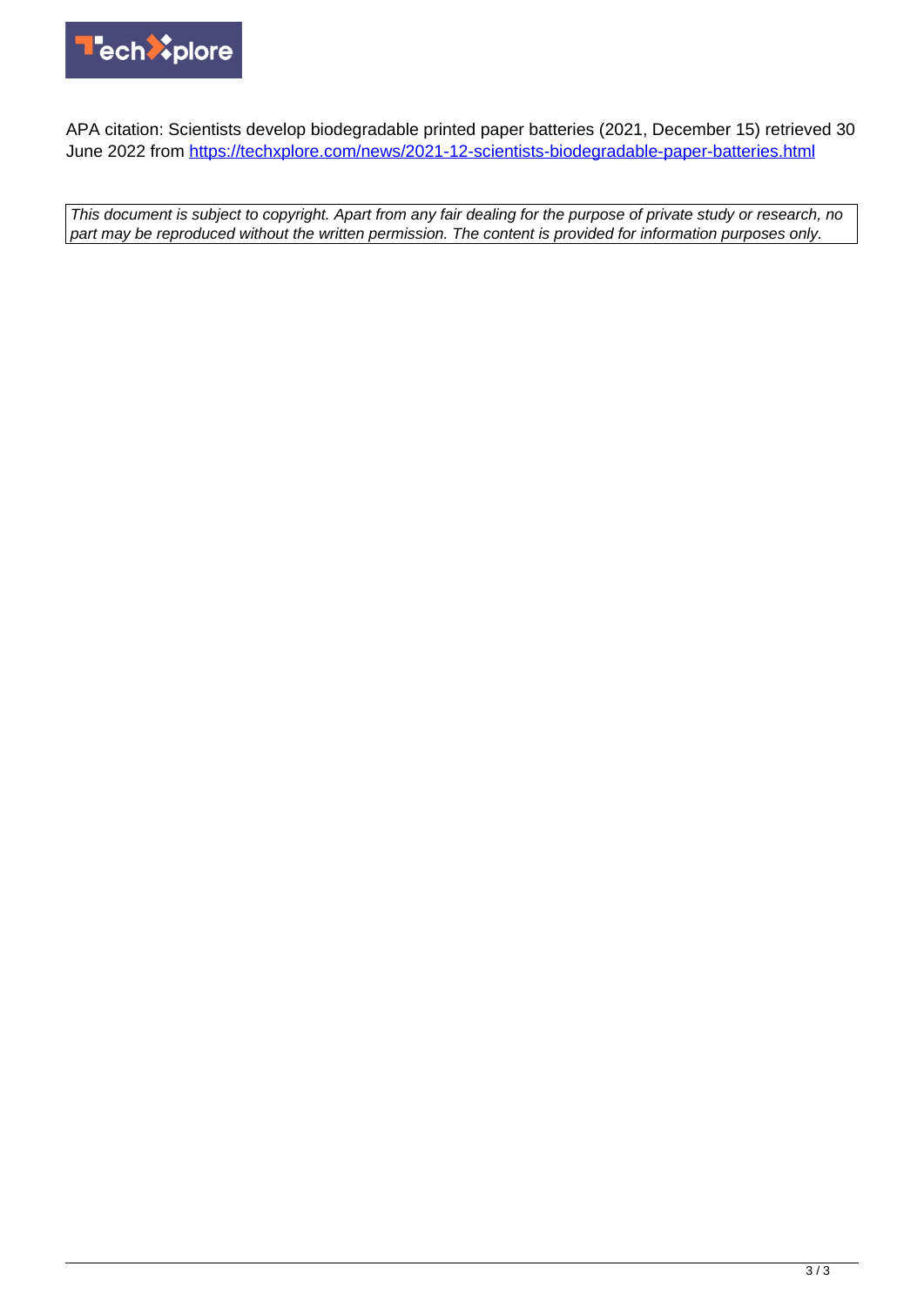APA citation: Scientists develop biodegradable printed paper batteries (2021, December 15) retrieved 30 June 2022 from https://techxplore.com/news/2021-12-scientists-biodegradable-paper-batteries.html

*This document is subject to copyright. Apart from any fair dealing for the purpose of private study or research, no part may be reproduced without the written permission. The content is provided for information purposes only.*